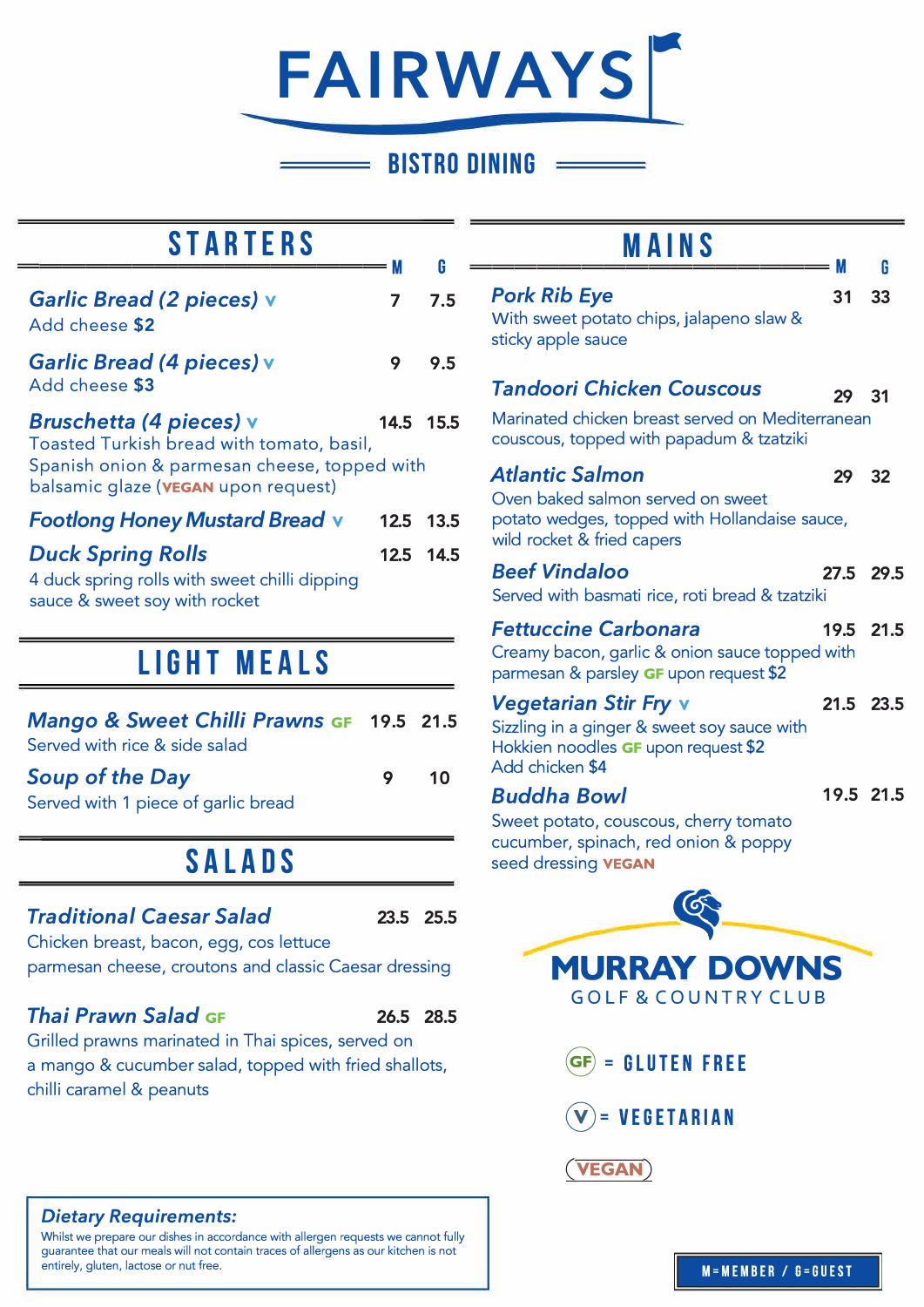# FAIRWAYS

## BISTRO DINING

## STARTERS

| | M | G |
|---|---|---|
| ***Garlic Bread (2 pieces)*** V<br>Add cheese **$2** | 7 | 7.5 |
| ***Garlic Bread (4 pieces)*** V<br>Add cheese **$3** | 9 | 9.5 |
| ***Bruschetta (4 pieces)*** V<br>Toasted Turkish bread with tomato, basil, Spanish onion & parmesan cheese, topped with balsamic glaze (VEGAN upon request) | 14.5 | 15.5 |
| ***Footlong Honey Mustard Bread*** V | 12.5 | 13.5 |
| ***Duck Spring Rolls***<br>4 duck spring rolls with sweet chilli dipping sauce & sweet soy with rocket | 12.5 | 14.5 |

## LIGHT MEALS

| | M | G |
|---|---|---|
| ***Mango & Sweet Chilli Prawns*** GF<br>Served with rice & side salad | 19.5 | 21.5 |
| ***Soup of the Day***<br>Served with 1 piece of garlic bread | 9 | 10 |

## SALADS

| | M | G |
|---|---|---|
| ***Traditional Caesar Salad***<br>Chicken breast, bacon, egg, cos lettuce parmesan cheese, croutons and classic Caesar dressing | 23.5 | 25.5 |
| ***Thai Prawn Salad*** GF<br>Grilled prawns marinated in Thai spices, served on a mango & cucumber salad, topped with fried shallots, chilli caramel & peanuts | 26.5 | 28.5 |

## MAINS

| | M | G |
|---|---|---|
| ***Pork Rib Eye***<br>With sweet potato chips, jalapeno slaw & sticky apple sauce | 31 | 33 |
| ***Tandoori Chicken Couscous***<br>Marinated chicken breast served on Mediterranean couscous, topped with papadum & tzatziki | 29 | 31 |
| ***Atlantic Salmon***<br>Oven baked salmon served on sweet potato wedges, topped with Hollandaise sauce, wild rocket & fried capers | 29 | 32 |
| ***Beef Vindaloo***<br>Served with basmati rice, roti bread & tzatziki | 27.5 | 29.5 |
| ***Fettuccine Carbonara***<br>Creamy bacon, garlic & onion sauce topped with parmesan & parsley GF upon request $2 | 19.5 | 21.5 |
| ***Vegetarian Stir Fry*** V<br>Sizzling in a ginger & sweet soy sauce with Hokkien noodles GF upon request $2<br>Add chicken $4 | 21.5 | 23.5 |
| ***Buddha Bowl***<br>Sweet potato, couscous, cherry tomato cucumber, spinach, red onion & poppy seed dressing VEGAN | 19.5 | 21.5 |

**MURRAY DOWNS**
GOLF & COUNTRY CLUB

GF = GLUTEN FREE

V = VEGETARIAN

VEGAN

### Dietary Requirements:

Whilst we prepare our dishes in accordance with allergen requests we cannot fully guarantee that our meals will not contain traces of allergens as our kitchen is not entirely, gluten, lactose or nut free.

M=MEMBER / G=GUEST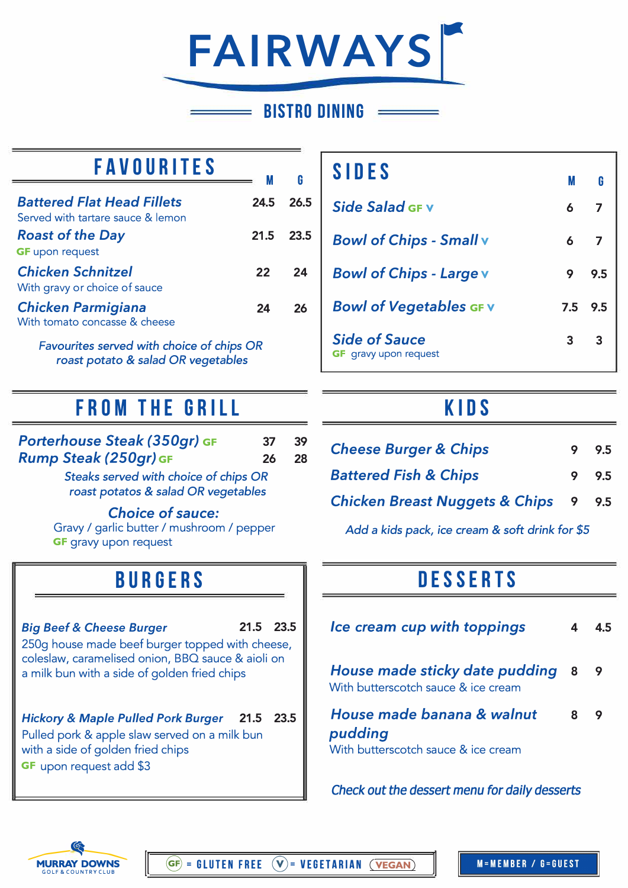# FAIRWAYS

BISTRO DINING

## FAVOURITES

| | M | G |
|---|---|---|
| ***Battered Flat Head Fillets*** Served with tartare sauce & lemon | 24.5 | 26.5 |
| ***Roast of the Day*** GF upon request | 21.5 | 23.5 |
| ***Chicken Schnitzel*** With gravy or choice of sauce | 22 | 24 |
| ***Chicken Parmigiana*** With tomato concasse & cheese | 24 | 26 |

*Favourites served with choice of chips OR roast potato & salad OR vegetables*

## SIDES

| | M | G |
|---|---|---|
| ***Side Salad*** GF V | 6 | 7 |
| ***Bowl of Chips - Small*** V | 6 | 7 |
| ***Bowl of Chips - Large*** V | 9 | 9.5 |
| ***Bowl of Vegetables*** GF V | 7.5 | 9.5 |
| ***Side of Sauce*** GF gravy upon request | 3 | 3 |

## FROM THE GRILL

| | M | G |
|---|---|---|
| ***Porterhouse Steak (350gr)*** GF | 37 | 39 |
| ***Rump Steak (250gr)*** GF | 26 | 28 |

*Steaks served with choice of chips OR roast potatos & salad OR vegetables*

*Choice of sauce:*
Gravy / garlic butter / mushroom / pepper
GF gravy upon request

## KIDS

| | M | G |
|---|---|---|
| ***Cheese Burger & Chips*** | 9 | 9.5 |
| ***Battered Fish & Chips*** | 9 | 9.5 |
| ***Chicken Breast Nuggets & Chips*** | 9 | 9.5 |

*Add a kids pack, ice cream & soft drink for $5*

## BURGERS

| | M | G |
|---|---|---|
| ***Big Beef & Cheese Burger*** 250g house made beef burger topped with cheese, coleslaw, caramelised onion, BBQ sauce & aioli on a milk bun with a side of golden fried chips | 21.5 | 23.5 |
| ***Hickory & Maple Pulled Pork Burger*** Pulled pork & apple slaw served on a milk bun with a side of golden fried chips GF upon request add $3 | 21.5 | 23.5 |

## DESSERTS

| | M | G |
|---|---|---|
| ***Ice cream cup with toppings*** | 4 | 4.5 |
| ***House made sticky date pudding*** With butterscotch sauce & ice cream | 8 | 9 |
| ***House made banana & walnut pudding*** With butterscotch sauce & ice cream | 8 | 9 |

*Check out the dessert menu for daily desserts*

MURRAY DOWNS GOLF & COUNTRY CLUB

GF = GLUTEN FREE V = VEGETARIAN VEGAN

M=MEMBER / G=GUEST